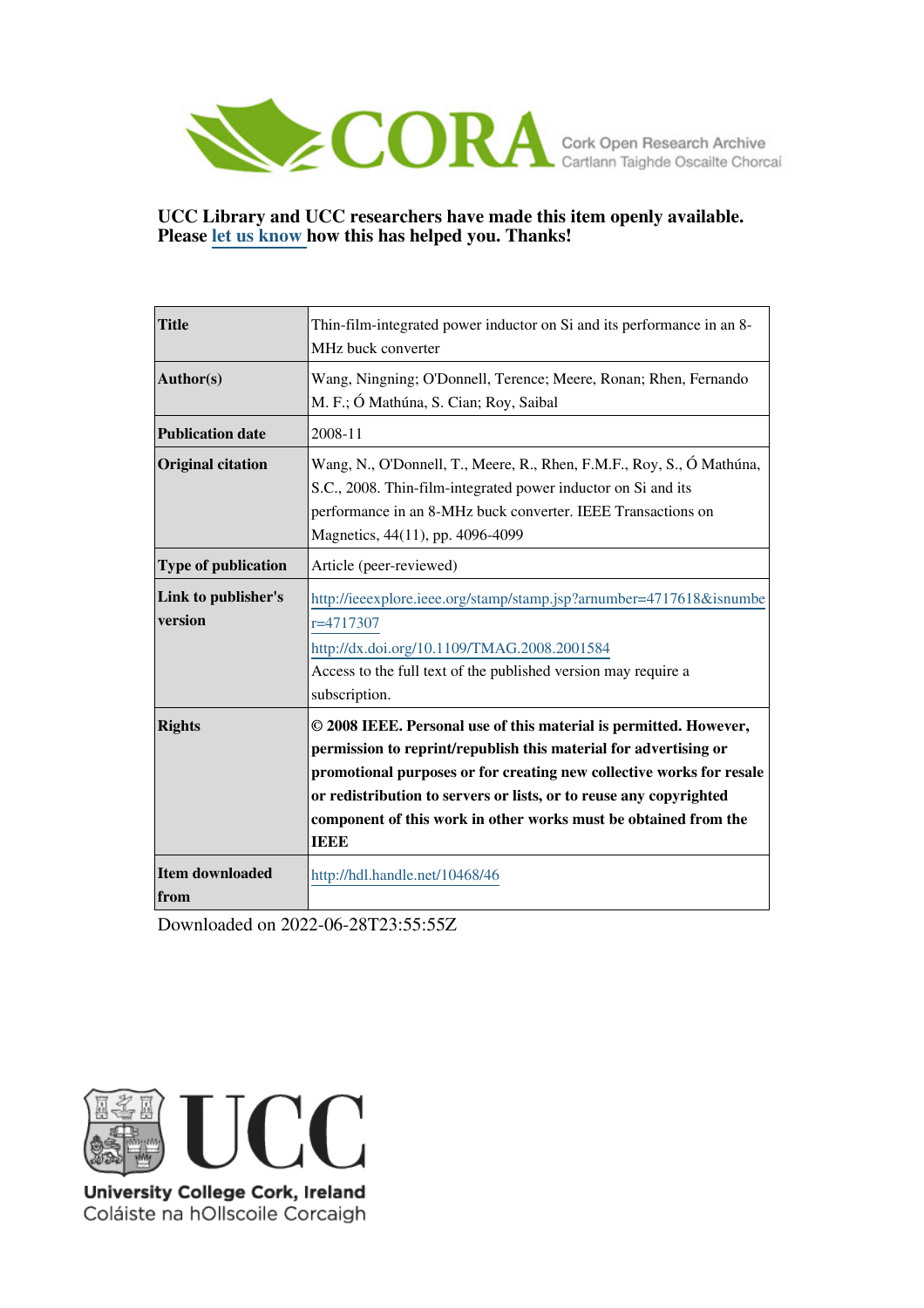CORA Cork Open Research Archive
Cartlann Taighde Oscailte Chorcaí

**UCC Library and UCC researchers have made this item openly available. Please let us know how this has helped you. Thanks!**

| | |
|---|---|
| **Title** | Thin-film-integrated power inductor on Si and its performance in an 8-MHz buck converter |
| **Author(s)** | Wang, Ningning; O'Donnell, Terence; Meere, Ronan; Rhen, Fernando M. F.; Ó Mathúna, S. Cian; Roy, Saibal |
| **Publication date** | 2008-11 |
| **Original citation** | Wang, N., O'Donnell, T., Meere, R., Rhen, F.M.F., Roy, S., Ó Mathúna, S.C., 2008. Thin-film-integrated power inductor on Si and its performance in an 8-MHz buck converter. IEEE Transactions on Magnetics, 44(11), pp. 4096-4099 |
| **Type of publication** | Article (peer-reviewed) |
| **Link to publisher's version** | http://ieeexplore.ieee.org/stamp/stamp.jsp?arnumber=4717618&isnumber=4717307 http://dx.doi.org/10.1109/TMAG.2008.2001584 Access to the full text of the published version may require a subscription. |
| **Rights** | **© 2008 IEEE. Personal use of this material is permitted. However, permission to reprint/republish this material for advertising or promotional purposes or for creating new collective works for resale or redistribution to servers or lists, or to reuse any copyrighted component of this work in other works must be obtained from the IEEE** |
| **Item downloaded from** | http://hdl.handle.net/10468/46 |

Downloaded on 2022-06-28T23:55:55Z

UCC
University College Cork, Ireland
Coláiste na hOllscoile Corcaigh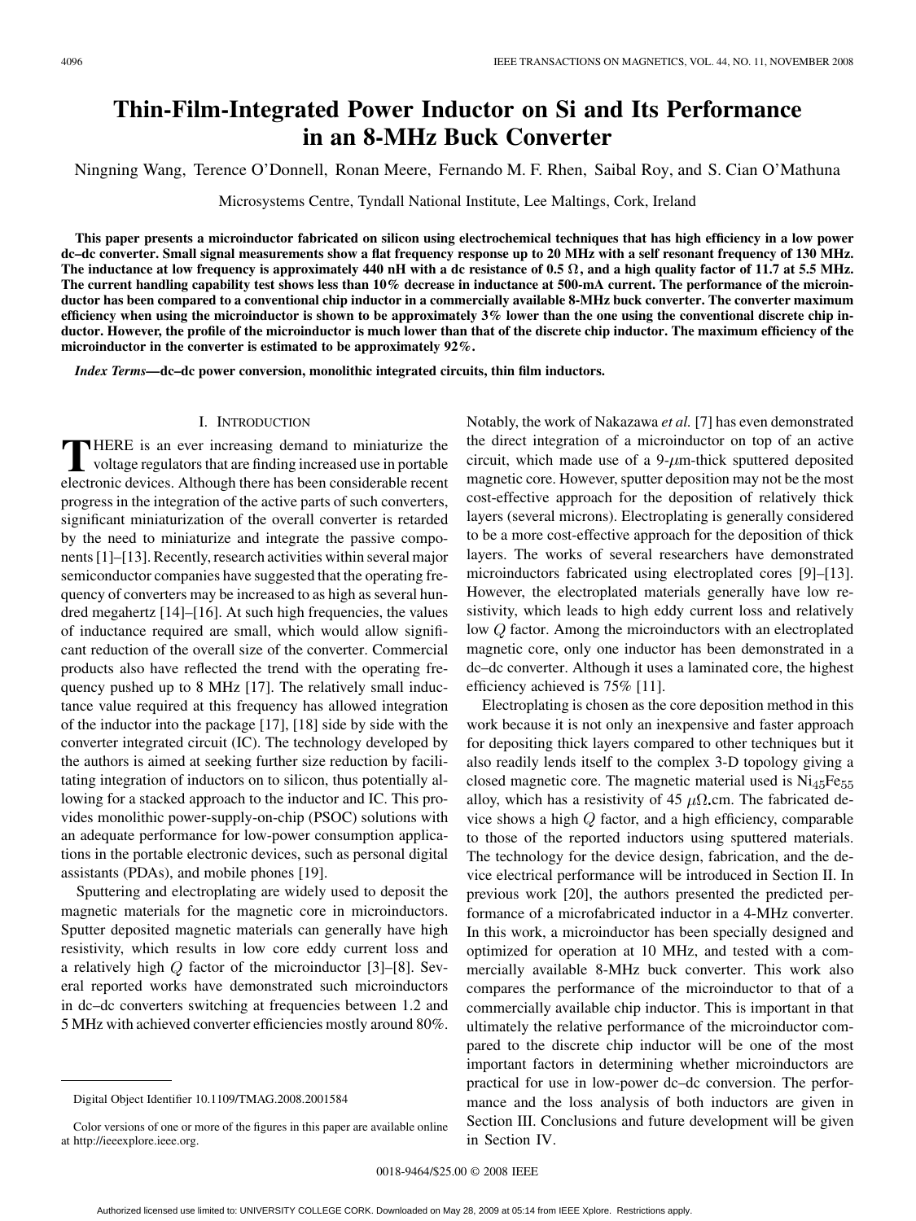# Thin-Film-Integrated Power Inductor on Si and Its Performance in an 8-MHz Buck Converter

Ningning Wang, Terence O'Donnell, Ronan Meere, Fernando M. F. Rhen, Saibal Roy, and S. Cian O'Mathuna

Microsystems Centre, Tyndall National Institute, Lee Maltings, Cork, Ireland

**This paper presents a microinductor fabricated on silicon using electrochemical techniques that has high efficiency in a low power dc–dc converter. Small signal measurements show a flat frequency response up to 20 MHz with a self resonant frequency of 130 MHz. The inductance at low frequency is approximately 440 nH with a dc resistance of 0.5 Ω, and a high quality factor of 11.7 at 5.5 MHz. The current handling capability test shows less than 10% decrease in inductance at 500-mA current. The performance of the microinductor has been compared to a conventional chip inductor in a commercially available 8-MHz buck converter. The converter maximum efficiency when using the microinductor is shown to be approximately 3% lower than the one using the conventional discrete chip inductor. However, the profile of the microinductor is much lower than that of the discrete chip inductor. The maximum efficiency of the microinductor in the converter is estimated to be approximately 92%.**

***Index Terms*—dc–dc power conversion, monolithic integrated circuits, thin film inductors.**

## I. Introduction

There is an ever increasing demand to miniaturize the voltage regulators that are finding increased use in portable electronic devices. Although there has been considerable recent progress in the integration of the active parts of such converters, significant miniaturization of the overall converter is retarded by the need to miniaturize and integrate the passive components [1]–[13]. Recently, research activities within several major semiconductor companies have suggested that the operating frequency of converters may be increased to as high as several hundred megahertz [14]–[16]. At such high frequencies, the values of inductance required are small, which would allow significant reduction of the overall size of the converter. Commercial products also have reflected the trend with the operating frequency pushed up to 8 MHz [17]. The relatively small inductance value required at this frequency has allowed integration of the inductor into the package [17], [18] side by side with the converter integrated circuit (IC). The technology developed by the authors is aimed at seeking further size reduction by facilitating integration of inductors on to silicon, thus potentially allowing for a stacked approach to the inductor and IC. This provides monolithic power-supply-on-chip (PSOC) solutions with an adequate performance for low-power consumption applications in the portable electronic devices, such as personal digital assistants (PDAs), and mobile phones [19].

Sputtering and electroplating are widely used to deposit the magnetic materials for the magnetic core in microinductors. Sputter deposited magnetic materials can generally have high resistivity, which results in low core eddy current loss and a relatively high $Q$ factor of the microinductor [3]–[8]. Several reported works have demonstrated such microinductors in dc–dc converters switching at frequencies between 1.2 and 5 MHz with achieved converter efficiencies mostly around 80%. Notably, the work of Nakazawa *et al.* [7] has even demonstrated the direct integration of a microinductor on top of an active circuit, which made use of a 9-$\mu$m-thick sputtered deposited magnetic core. However, sputter deposition may not be the most cost-effective approach for the deposition of relatively thick layers (several microns). Electroplating is generally considered to be a more cost-effective approach for the deposition of thick layers. The works of several researchers have demonstrated microinductors fabricated using electroplated cores [9]–[13]. However, the electroplated materials generally have low resistivity, which leads to high eddy current loss and relatively low $Q$ factor. Among the microinductors with an electroplated magnetic core, only one inductor has been demonstrated in a dc–dc converter. Although it uses a laminated core, the highest efficiency achieved is 75% [11].

Electroplating is chosen as the core deposition method in this work because it is not only an inexpensive and faster approach for depositing thick layers compared to other techniques but it also readily lends itself to the complex 3-D topology giving a closed magnetic core. The magnetic material used is $Ni_{45}Fe_{55}$ alloy, which has a resistivity of 45 $\mu\Omega$.cm. The fabricated device shows a high $Q$ factor, and a high efficiency, comparable to those of the reported inductors using sputtered materials. The technology for the device design, fabrication, and the device electrical performance will be introduced in Section II. In previous work [20], the authors presented the predicted performance of a microfabricated inductor in a 4-MHz converter. In this work, a microinductor has been specially designed and optimized for operation at 10 MHz, and tested with a commercially available 8-MHz buck converter. This work also compares the performance of the microinductor to that of a commercially available chip inductor. This is important in that ultimately the relative performance of the microinductor compared to the discrete chip inductor will be one of the most important factors in determining whether microinductors are practical for use in low-power dc–dc conversion. The performance and the loss analysis of both inductors are given in Section III. Conclusions and future development will be given in Section IV.

Digital Object Identifier 10.1109/TMAG.2008.2001584

Color versions of one or more of the figures in this paper are available online at http://ieeexplore.ieee.org.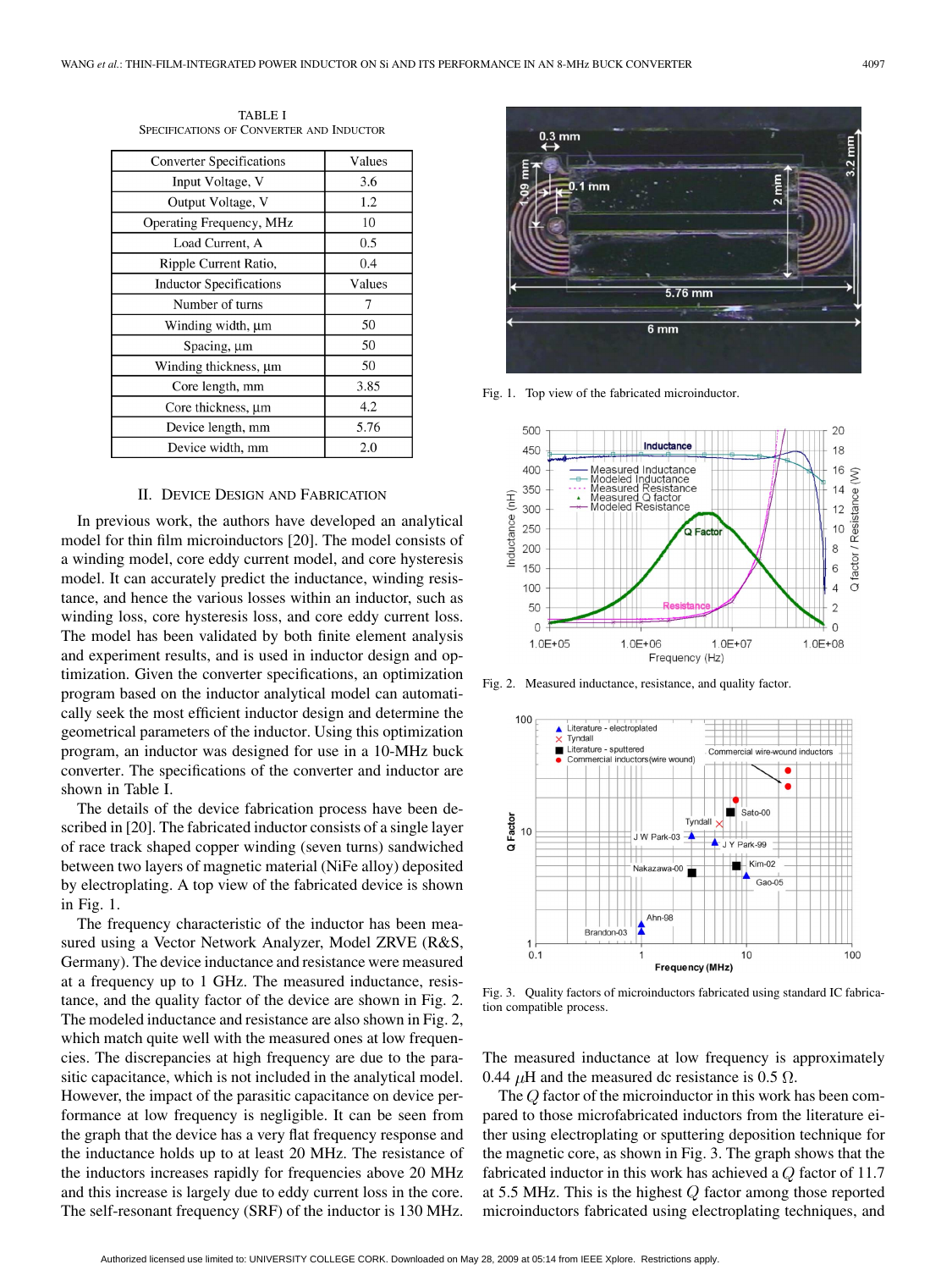TABLE I
SPECIFICATIONS OF CONVERTER AND INDUCTOR

| Converter Specifications | Values |
|---|---|
| Input Voltage, V | 3.6 |
| Output Voltage, V | 1.2 |
| Operating Frequency, MHz | 10 |
| Load Current, A | 0.5 |
| Ripple Current Ratio, | 0.4 |
| Inductor Specifications | Values |
| Number of turns | 7 |
| Winding width, μm | 50 |
| Spacing, μm | 50 |
| Winding thickness, μm | 50 |
| Core length, mm | 3.85 |
| Core thickness, μm | 4.2 |
| Device length, mm | 5.76 |
| Device width, mm | 2.0 |

## II. Device Design and Fabrication

In previous work, the authors have developed an analytical model for thin film microinductors [20]. The model consists of a winding model, core eddy current model, and core hysteresis model. It can accurately predict the inductance, winding resistance, and hence the various losses within an inductor, such as winding loss, core hysteresis loss, and core eddy current loss. The model has been validated by both finite element analysis and experiment results, and is used in inductor design and optimization. Given the converter specifications, an optimization program based on the inductor analytical model can automatically seek the most efficient inductor design and determine the geometrical parameters of the inductor. Using this optimization program, an inductor was designed for use in a 10-MHz buck converter. The specifications of the converter and inductor are shown in Table I.

The details of the device fabrication process have been described in [20]. The fabricated inductor consists of a single layer of race track shaped copper winding (seven turns) sandwiched between two layers of magnetic material (NiFe alloy) deposited by electroplating. A top view of the fabricated device is shown in Fig. 1.

The frequency characteristic of the inductor has been measured using a Vector Network Analyzer, Model ZRVE (R&S, Germany). The device inductance and resistance were measured at a frequency up to 1 GHz. The measured inductance, resistance, and the quality factor of the device are shown in Fig. 2. The modeled inductance and resistance are also shown in Fig. 2, which match quite well with the measured ones at low frequencies. The discrepancies at high frequency are due to the parasitic capacitance, which is not included in the analytical model. However, the impact of the parasitic capacitance on device performance at low frequency is negligible. It can be seen from the graph that the device has a very flat frequency response and the inductance holds up to at least 20 MHz. The resistance of the inductors increases rapidly for frequencies above 20 MHz and this increase is largely due to eddy current loss in the core. The self-resonant frequency (SRF) of the inductor is 130 MHz.

Fig. 1. Top view of the fabricated microinductor.

Fig. 2. Measured inductance, resistance, and quality factor.

Fig. 3. Quality factors of microinductors fabricated using standard IC fabrication compatible process.

The measured inductance at low frequency is approximately 0.44 $\mu$H and the measured dc resistance is 0.5 Ω.

The $Q$ factor of the microinductor in this work has been compared to those microfabricated inductors from the literature either using electroplating or sputtering deposition technique for the magnetic core, as shown in Fig. 3. The graph shows that the fabricated inductor in this work has achieved a $Q$ factor of 11.7 at 5.5 MHz. This is the highest $Q$ factor among those reported microinductors fabricated using electroplating techniques, and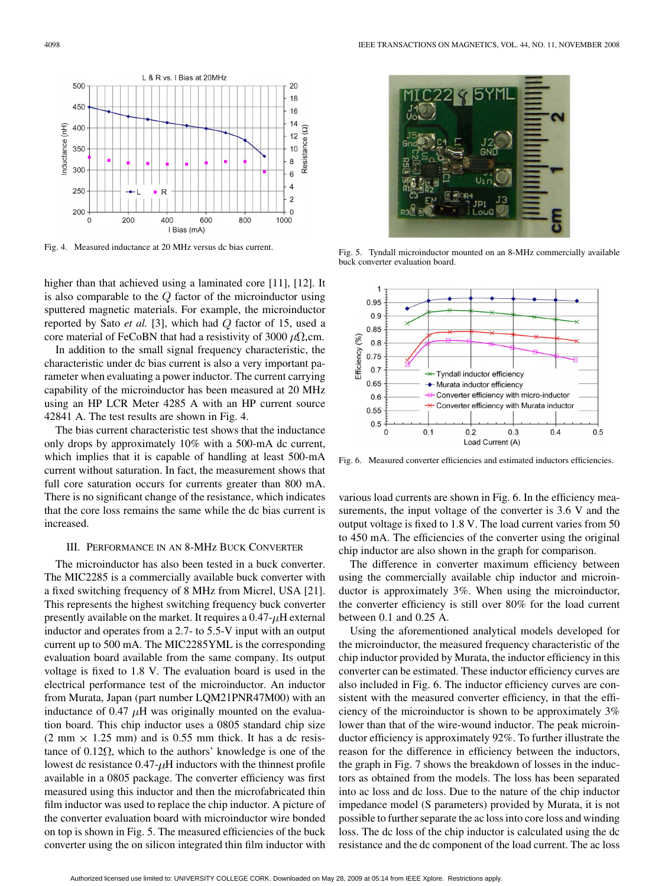Fig. 4. Measured inductance at 20 MHz versus dc bias current.

higher than that achieved using a laminated core [11], [12]. It is also comparable to the $Q$ factor of the microinductor using sputtered magnetic materials. For example, the microinductor reported by Sato *et al.* [3], which had $Q$ factor of 15, used a core material of FeCoBN that had a resistivity of 3000 $\mu\Omega$.cm.

In addition to the small signal frequency characteristic, the characteristic under dc bias current is also a very important parameter when evaluating a power inductor. The current carrying capability of the microinductor has been measured at 20 MHz using an HP LCR Meter 4285 A with an HP current source 42841 A. The test results are shown in Fig. 4.

The bias current characteristic test shows that the inductance only drops by approximately 10% with a 500-mA dc current, which implies that it is capable of handling at least 500-mA current without saturation. In fact, the measurement shows that full core saturation occurs for currents greater than 800 mA. There is no significant change of the resistance, which indicates that the core loss remains the same while the dc bias current is increased.

## III. Performance in an 8-MHz Buck Converter

The microinductor has also been tested in a buck converter. The MIC2285 is a commercially available buck converter with a fixed switching frequency of 8 MHz from Micrel, USA [21]. This represents the highest switching frequency buck converter presently available on the market. It requires a 0.47-$\mu$H external inductor and operates from a 2.7- to 5.5-V input with an output current up to 500 mA. The MIC2285YML is the corresponding evaluation board available from the same company. Its output voltage is fixed to 1.8 V. The evaluation board is used in the electrical performance test of the microinductor. An inductor from Murata, Japan (part number LQM21PNR47M00) with an inductance of 0.47 $\mu$H was originally mounted on the evaluation board. This chip inductor uses a 0805 standard chip size (2 mm $\times$ 1.25 mm) and is 0.55 mm thick. It has a dc resistance of 0.12$\Omega$, which to the authors' knowledge is one of the lowest dc resistance 0.47-$\mu$H inductors with the thinnest profile available in a 0805 package. The converter efficiency was first measured using this inductor and then the microfabricated thin film inductor was used to replace the chip inductor. A picture of the converter evaluation board with microinductor wire bonded on top is shown in Fig. 5. The measured efficiencies of the buck converter using the on silicon integrated thin film inductor with various load currents are shown in Fig. 6. In the efficiency measurements, the input voltage of the converter is 3.6 V and the output voltage is fixed to 1.8 V. The load current varies from 50 to 450 mA. The efficiencies of the converter using the original chip inductor are also shown in the graph for comparison.

Fig. 5. Tyndall microinductor mounted on an 8-MHz commercially available buck converter evaluation board.

Fig. 6. Measured converter efficiencies and estimated inductors efficiencies.

The difference in converter maximum efficiency between using the commercially available chip inductor and microinductor is approximately 3%. When using the microinductor, the converter efficiency is still over 80% for the load current between 0.1 and 0.25 A.

Using the aforementioned analytical models developed for the microinductor, the measured frequency characteristic of the chip inductor provided by Murata, the inductor efficiency in this converter can be estimated. These inductor efficiency curves are also included in Fig. 6. The inductor efficiency curves are consistent with the measured converter efficiency, in that the efficiency of the microinductor is shown to be approximately 3% lower than that of the wire-wound inductor. The peak microinductor efficiency is approximately 92%. To further illustrate the reason for the difference in efficiency between the inductors, the graph in Fig. 7 shows the breakdown of losses in the inductors as obtained from the models. The loss has been separated into ac loss and dc loss. Due to the nature of the chip inductor impedance model (S parameters) provided by Murata, it is not possible to further separate the ac loss into core loss and winding loss. The dc loss of the chip inductor is calculated using the dc resistance and the dc component of the load current. The ac loss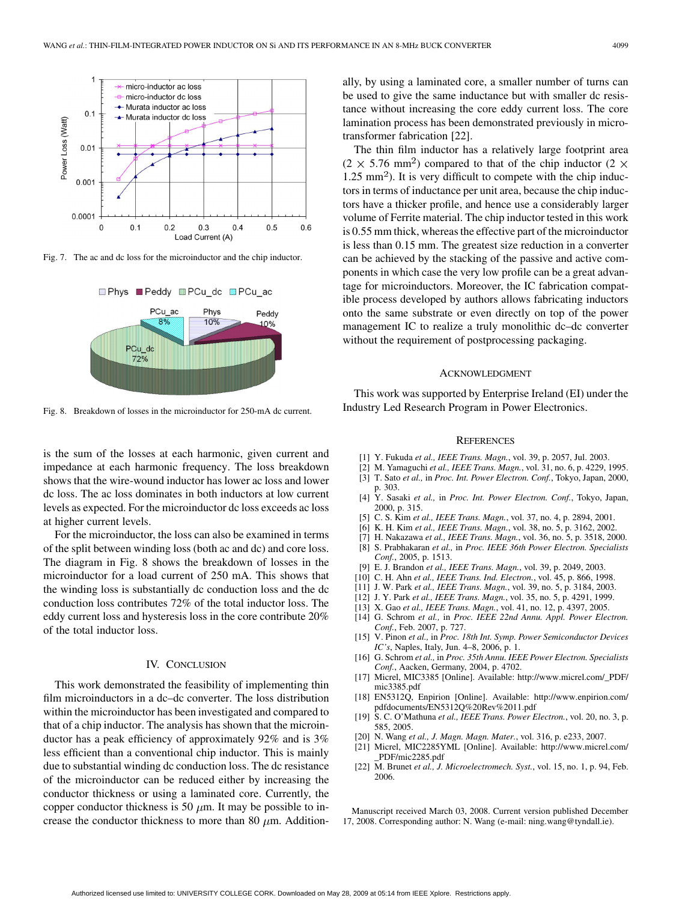1

0.1

0.01

0.001

0.0001

Power Loss (Watt)

0 0.1 0.2 0.3 0.4 0.5 0.6

Load Current (A)

micro-inductor ac loss
micro-inductor dc loss
Murata inductor ac loss
Murata inductor dc loss

Fig. 7. The ac and dc loss for the microinductor and the chip inductor.

Phys Peddy PCu_dc PCu_ac

PCu_ac 8%

Phys 10%

Peddy 10%

PCu_dc 72%

Fig. 8. Breakdown of losses in the microinductor for 250-mA dc current.

is the sum of the losses at each harmonic, given current and impedance at each harmonic frequency. The loss breakdown shows that the wire-wound inductor has lower ac loss and lower dc loss. The ac loss dominates in both inductors at low current levels as expected. For the microinductor dc loss exceeds ac loss at higher current levels.

For the microinductor, the loss can also be examined in terms of the split between winding loss (both ac and dc) and core loss. The diagram in Fig. 8 shows the breakdown of losses in the microinductor for a load current of 250 mA. This shows that the winding loss is substantially dc conduction loss and the dc conduction loss contributes 72% of the total inductor loss. The eddy current loss and hysteresis loss in the core contribute 20% of the total inductor loss.

## IV. Conclusion

This work demonstrated the feasibility of implementing thin film microinductors in a dc–dc converter. The loss distribution within the microinductor has been investigated and compared to that of a chip inductor. The analysis has shown that the microinductor has a peak efficiency of approximately 92% and is 3% less efficient than a conventional chip inductor. This is mainly due to substantial winding dc conduction loss. The dc resistance of the microinductor can be reduced either by increasing the conductor thickness or using a laminated core. Currently, the copper conductor thickness is 50 $\mu$m. It may be possible to increase the conductor thickness to more than 80 $\mu$m. Additionally, by using a laminated core, a smaller number of turns can be used to give the same inductance but with smaller dc resistance without increasing the core eddy current loss. The core lamination process has been demonstrated previously in microtransformer fabrication [22].

The thin film inductor has a relatively large footprint area ($2 \times 5.76$ mm$^2$) compared to that of the chip inductor ($2 \times 1.25$ mm$^2$). It is very difficult to compete with the chip inductors in terms of inductance per unit area, because the chip inductors have a thicker profile, and hence use a considerably larger volume of Ferrite material. The chip inductor tested in this work is 0.55 mm thick, whereas the effective part of the microinductor is less than 0.15 mm. The greatest size reduction in a converter can be achieved by the stacking of the passive and active components in which case the very low profile can be a great advantage for microinductors. Moreover, the IC fabrication compatible process developed by authors allows fabricating inductors onto the same substrate or even directly on top of the power management IC to realize a truly monolithic dc–dc converter without the requirement of postprocessing packaging.

## Acknowledgment

This work was supported by Enterprise Ireland (EI) under the Industry Led Research Program in Power Electronics.

## References

[1] Y. Fukuda *et al., IEEE Trans. Magn.*, vol. 39, p. 2057, Jul. 2003.
[2] M. Yamaguchi *et al., IEEE Trans. Magn.*, vol. 31, no. 6, p. 4229, 1995.
[3] T. Sato *et al.,* in *Proc. Int. Power Electron. Conf.*, Tokyo, Japan, 2000, p. 303.
[4] Y. Sasaki *et al.,* in *Proc. Int. Power Electron. Conf.*, Tokyo, Japan, 2000, p. 315.
[5] C. S. Kim *et al., IEEE Trans. Magn.*, vol. 37, no. 4, p. 2894, 2001.
[6] K. H. Kim *et al., IEEE Trans. Magn.*, vol. 38, no. 5, p. 3162, 2002.
[7] H. Nakazawa *et al., IEEE Trans. Magn.*, vol. 36, no. 5, p. 3518, 2000.
[8] S. Prabhakaran *et al.,* in *Proc. IEEE 36th Power Electron. Specialists Conf.*, 2005, p. 1513.
[9] E. J. Brandon *et al., IEEE Trans. Magn.*, vol. 39, p. 2049, 2003.
[10] C. H. Ahn *et al., IEEE Trans. Ind. Electron.*, vol. 45, p. 866, 1998.
[11] J. W. Park *et al., IEEE Trans. Magn.*, vol. 39, no. 5, p. 3184, 2003.
[12] J. Y. Park *et al., IEEE Trans. Magn.*, vol. 35, no. 5, p. 4291, 1999.
[13] X. Gao *et al., IEEE Trans. Magn.*, vol. 41, no. 12, p. 4397, 2005.
[14] G. Schrom *et al.,* in *Proc. IEEE 22nd Annu. Appl. Power Electron. Conf.*, Feb. 2007, p. 727.
[15] V. Pinon *et al.,* in *Proc. 18th Int. Symp. Power Semiconductor Devices IC's*, Naples, Italy, Jun. 4–8, 2006, p. 1.
[16] G. Schrom *et al.,* in *Proc. 35th Annu. IEEE Power Electron. Specialists Conf.*, Aacken, Germany, 2004, p. 4702.
[17] Micrel, MIC3385 [Online]. Available: http://www.micrel.com/_PDF/mic3385.pdf
[18] EN5312Q, Enpirion [Online]. Available: http://www.enpirion.com/pdfdocuments/EN5312Q%20Rev%2011.pdf
[19] S. C. O'Mathuna *et al., IEEE Trans. Power Electron.*, vol. 20, no. 3, p. 585, 2005.
[20] N. Wang *et al., J. Magn. Magn. Mater.*, vol. 316, p. e233, 2007.
[21] Micrel, MIC2285YML [Online]. Available: http://www.micrel.com/_PDF/mic2285.pdf
[22] M. Brunet *et al., J. Microelectromech. Syst.*, vol. 15, no. 1, p. 94, Feb. 2006.

Manuscript received March 03, 2008. Current version published December 17, 2008. Corresponding author: N. Wang (e-mail: ning.wang@tyndall.ie).